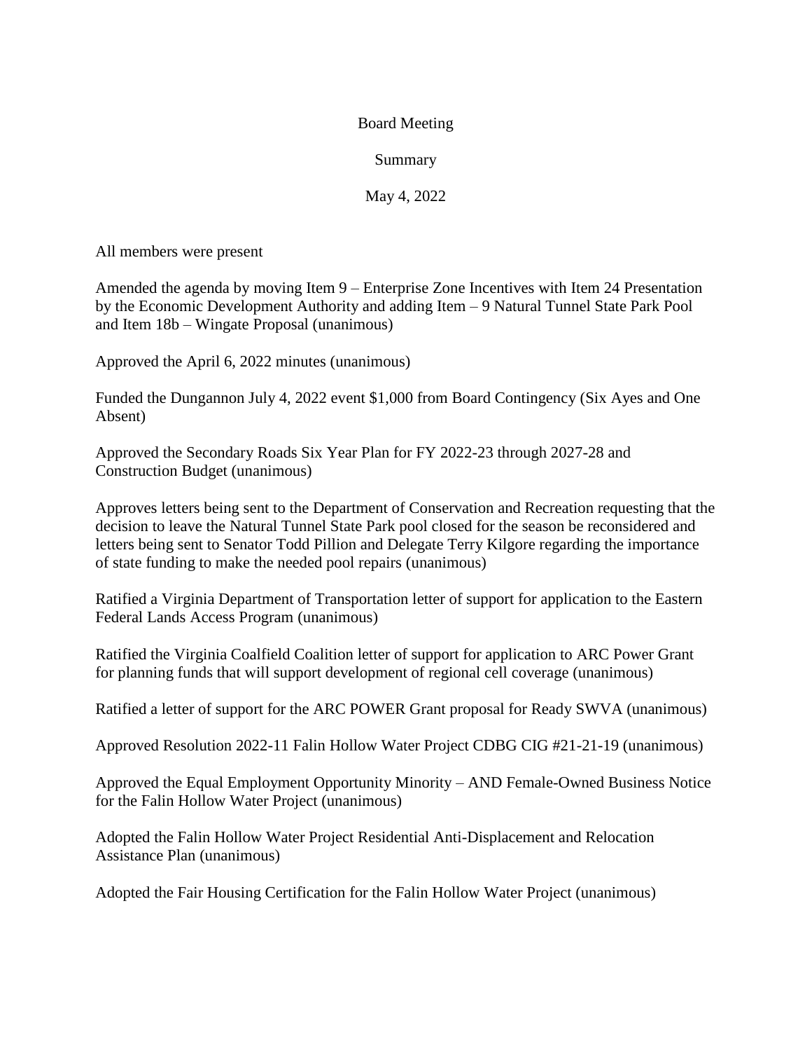Board Meeting

Summary

May 4, 2022

All members were present

Amended the agenda by moving Item 9 – Enterprise Zone Incentives with Item 24 Presentation by the Economic Development Authority and adding Item – 9 Natural Tunnel State Park Pool and Item 18b – Wingate Proposal (unanimous)

Approved the April 6, 2022 minutes (unanimous)

Funded the Dungannon July 4, 2022 event $1,000 from Board Contingency (Six Ayes and One Absent)

Approved the Secondary Roads Six Year Plan for FY 2022-23 through 2027-28 and Construction Budget (unanimous)

Approves letters being sent to the Department of Conservation and Recreation requesting that the decision to leave the Natural Tunnel State Park pool closed for the season be reconsidered and letters being sent to Senator Todd Pillion and Delegate Terry Kilgore regarding the importance of state funding to make the needed pool repairs (unanimous)

Ratified a Virginia Department of Transportation letter of support for application to the Eastern Federal Lands Access Program (unanimous)

Ratified the Virginia Coalfield Coalition letter of support for application to ARC Power Grant for planning funds that will support development of regional cell coverage (unanimous)

Ratified a letter of support for the ARC POWER Grant proposal for Ready SWVA (unanimous)

Approved Resolution 2022-11 Falin Hollow Water Project CDBG CIG #21-21-19 (unanimous)

Approved the Equal Employment Opportunity Minority – AND Female-Owned Business Notice for the Falin Hollow Water Project (unanimous)

Adopted the Falin Hollow Water Project Residential Anti-Displacement and Relocation Assistance Plan (unanimous)

Adopted the Fair Housing Certification for the Falin Hollow Water Project (unanimous)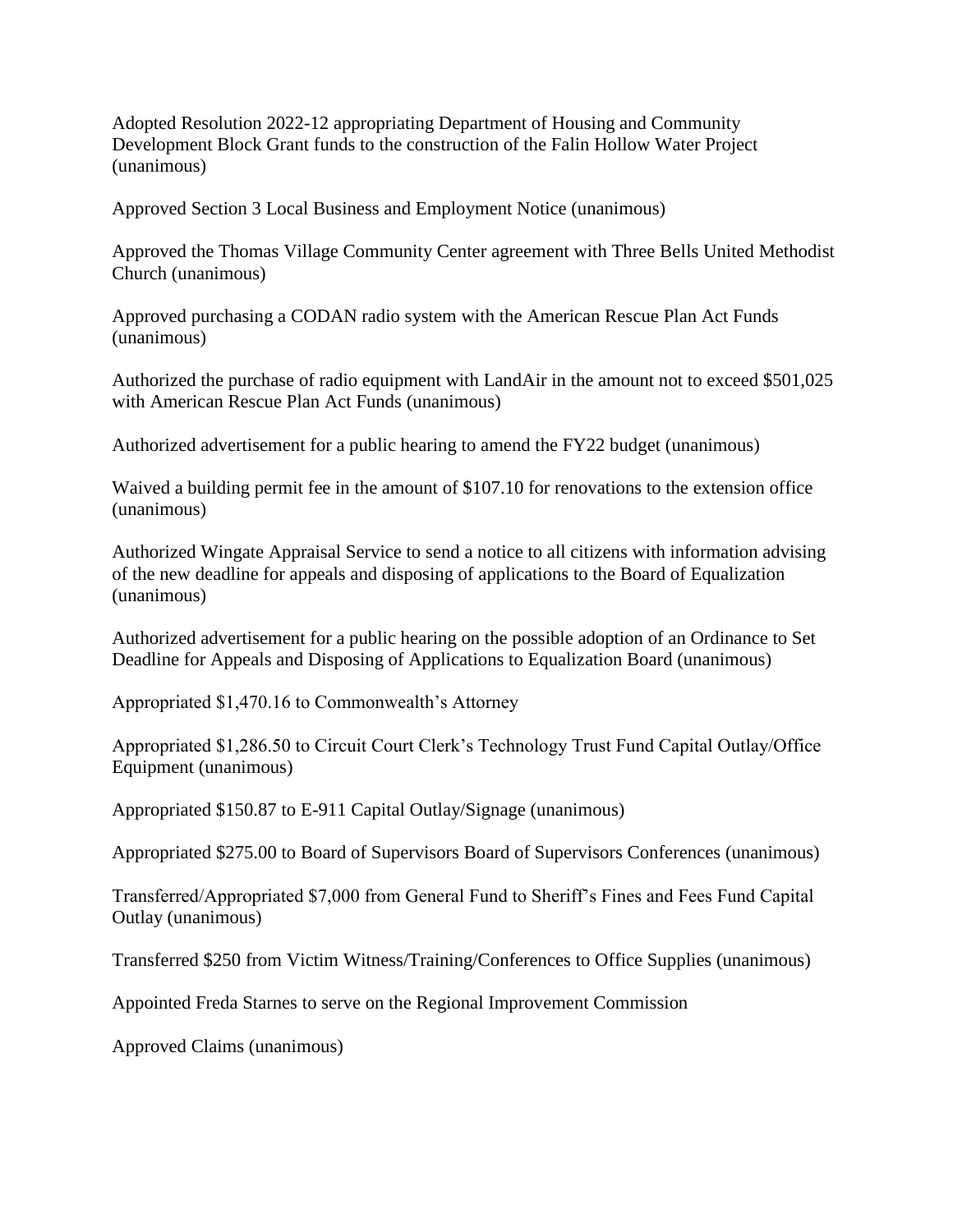Adopted Resolution 2022-12 appropriating Department of Housing and Community Development Block Grant funds to the construction of the Falin Hollow Water Project (unanimous)

Approved Section 3 Local Business and Employment Notice (unanimous)

Approved the Thomas Village Community Center agreement with Three Bells United Methodist Church (unanimous)

Approved purchasing a CODAN radio system with the American Rescue Plan Act Funds (unanimous)

Authorized the purchase of radio equipment with LandAir in the amount not to exceed $501,025 with American Rescue Plan Act Funds (unanimous)

Authorized advertisement for a public hearing to amend the FY22 budget (unanimous)

Waived a building permit fee in the amount of $107.10 for renovations to the extension office (unanimous)

Authorized Wingate Appraisal Service to send a notice to all citizens with information advising of the new deadline for appeals and disposing of applications to the Board of Equalization (unanimous)

Authorized advertisement for a public hearing on the possible adoption of an Ordinance to Set Deadline for Appeals and Disposing of Applications to Equalization Board (unanimous)

Appropriated $1,470.16 to Commonwealth's Attorney

Appropriated $1,286.50 to Circuit Court Clerk's Technology Trust Fund Capital Outlay/Office Equipment (unanimous)

Appropriated $150.87 to E-911 Capital Outlay/Signage (unanimous)

Appropriated $275.00 to Board of Supervisors Board of Supervisors Conferences (unanimous)

Transferred/Appropriated $7,000 from General Fund to Sheriff's Fines and Fees Fund Capital Outlay (unanimous)

Transferred $250 from Victim Witness/Training/Conferences to Office Supplies (unanimous)

Appointed Freda Starnes to serve on the Regional Improvement Commission

Approved Claims (unanimous)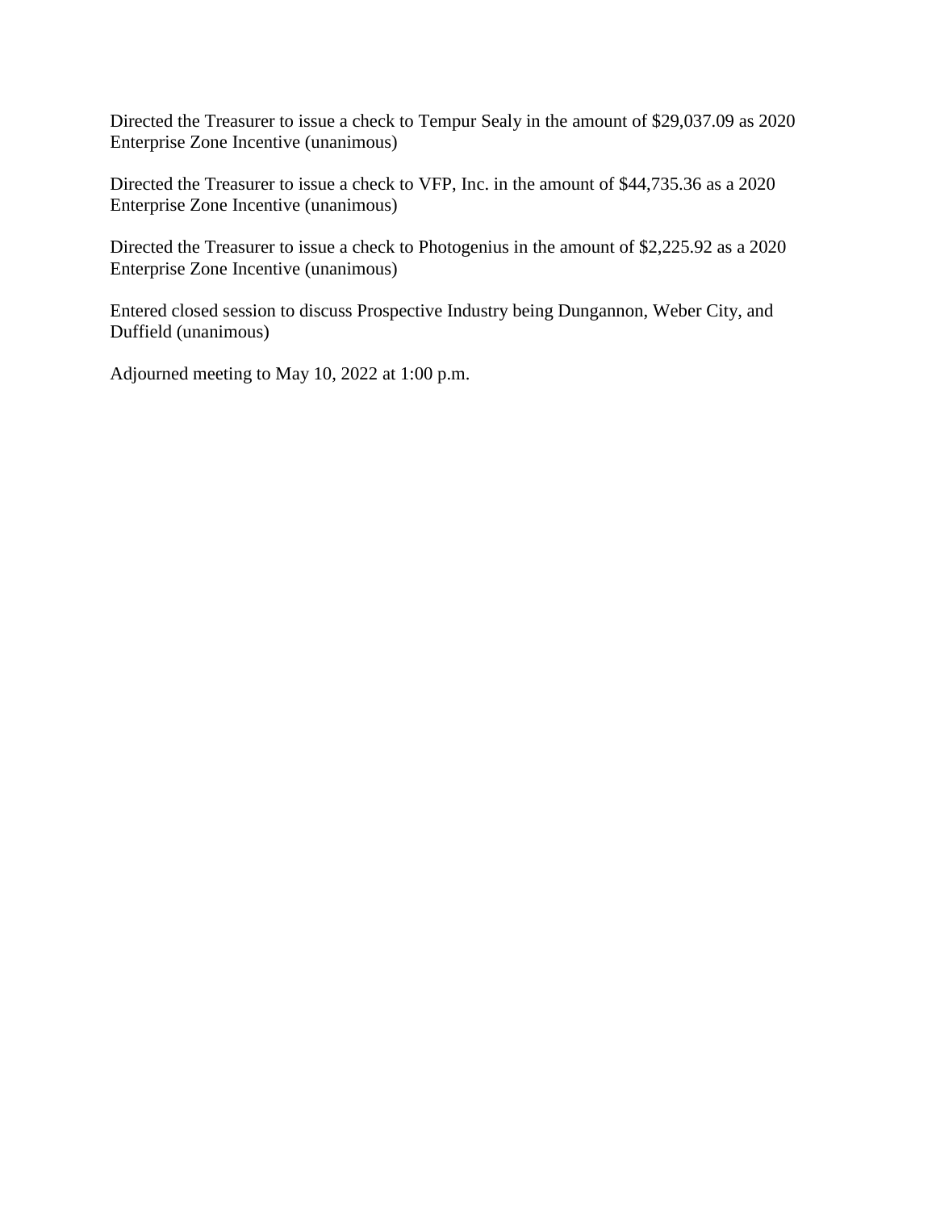Directed the Treasurer to issue a check to Tempur Sealy in the amount of $29,037.09 as 2020 Enterprise Zone Incentive (unanimous)

Directed the Treasurer to issue a check to VFP, Inc. in the amount of $44,735.36 as a 2020 Enterprise Zone Incentive (unanimous)

Directed the Treasurer to issue a check to Photogenius in the amount of $2,225.92 as a 2020 Enterprise Zone Incentive (unanimous)

Entered closed session to discuss Prospective Industry being Dungannon, Weber City, and Duffield (unanimous)

Adjourned meeting to May 10, 2022 at 1:00 p.m.